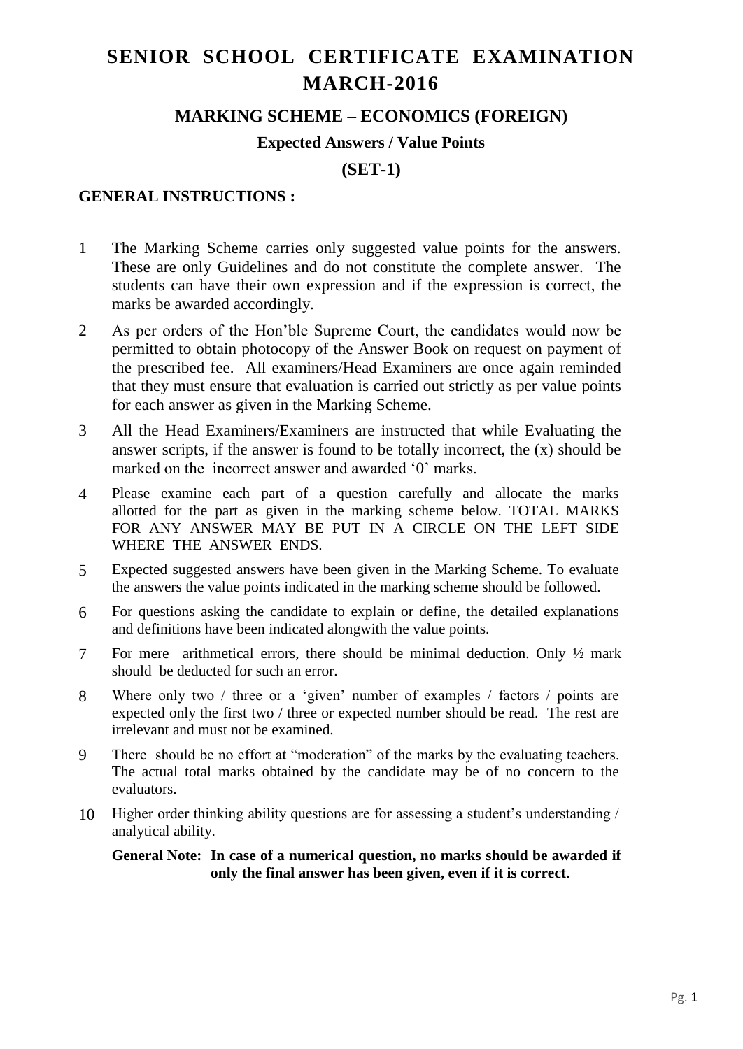# SENIOR SCHOOL CERTIFICATE EXAMINATION MARCH-2016

## MARKING SCHEME – ECONOMICS (FOREIGN)

### Expected Answers / Value Points

### (SET-1)

**GENERAL INSTRUCTIONS :**

1. The Marking Scheme carries only suggested value points for the answers. These are only Guidelines and do not constitute the complete answer. The students can have their own expression and if the expression is correct, the marks be awarded accordingly.
2. As per orders of the Hon'ble Supreme Court, the candidates would now be permitted to obtain photocopy of the Answer Book on request on payment of the prescribed fee. All examiners/Head Examiners are once again reminded that they must ensure that evaluation is carried out strictly as per value points for each answer as given in the Marking Scheme.
3. All the Head Examiners/Examiners are instructed that while Evaluating the answer scripts, if the answer is found to be totally incorrect, the (x) should be marked on the incorrect answer and awarded '0' marks.
4. Please examine each part of a question carefully and allocate the marks allotted for the part as given in the marking scheme below. TOTAL MARKS FOR ANY ANSWER MAY BE PUT IN A CIRCLE ON THE LEFT SIDE WHERE THE ANSWER ENDS.
5. Expected suggested answers have been given in the Marking Scheme. To evaluate the answers the value points indicated in the marking scheme should be followed.
6. For questions asking the candidate to explain or define, the detailed explanations and definitions have been indicated alongwith the value points.
7. For mere arithmetical errors, there should be minimal deduction. Only ½ mark should be deducted for such an error.
8. Where only two / three or a 'given' number of examples / factors / points are expected only the first two / three or expected number should be read. The rest are irrelevant and must not be examined.
9. There should be no effort at "moderation" of the marks by the evaluating teachers. The actual total marks obtained by the candidate may be of no concern to the evaluators.
10. Higher order thinking ability questions are for assessing a student's understanding / analytical ability.

**General Note: In case of a numerical question, no marks should be awarded if only the final answer has been given, even if it is correct.**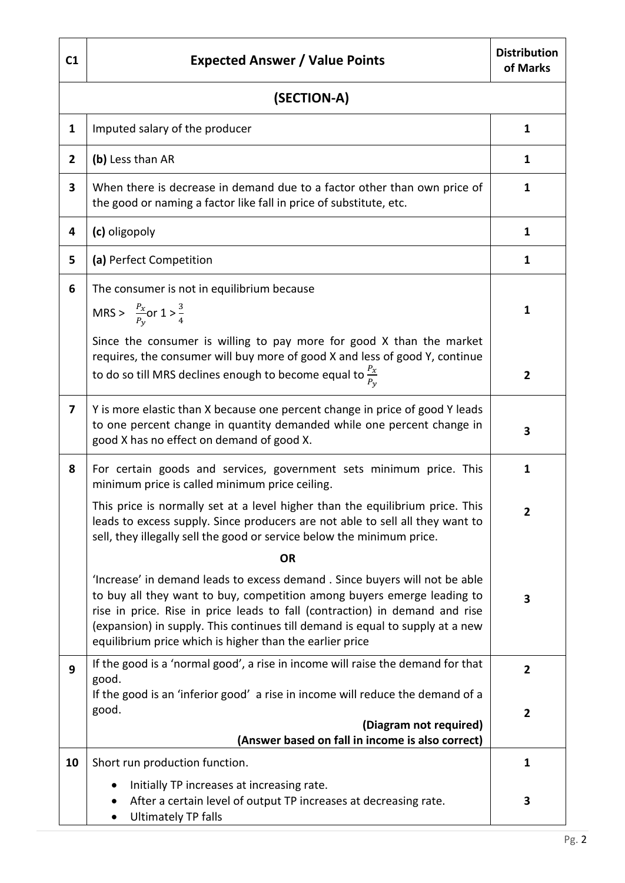| C1 | Expected Answer / Value Points | Distribution of Marks |
|---|---|---|
| | **(SECTION-A)** | |
| **1** | Imputed salary of the producer | **1** |
| **2** | **(b)** Less than AR | **1** |
| **3** | When there is decrease in demand due to a factor other than own price of the good or naming a factor like fall in price of substitute, etc. | **1** |
| **4** | **(c)** oligopoly | **1** |
| **5** | **(a)** Perfect Competition | **1** |
| **6** | The consumer is not in equilibrium because MRS > $\frac{P_x}{P_y}$ or $1 > \frac{3}{4}$ | **1** |
| | Since the consumer is willing to pay more for good X than the market requires, the consumer will buy more of good X and less of good Y, continue to do so till MRS declines enough to become equal to $\frac{P_x}{P_y}$ | **2** |
| **7** | Y is more elastic than X because one percent change in price of good Y leads to one percent change in quantity demanded while one percent change in good X has no effect on demand of good X. | **3** |
| **8** | For certain goods and services, government sets minimum price. This minimum price is called minimum price ceiling. | **1** |
| | This price is normally set at a level higher than the equilibrium price. This leads to excess supply. Since producers are not able to sell all they want to sell, they illegally sell the good or service below the minimum price. | **2** |
| | **OR** | |
| | 'Increase' in demand leads to excess demand . Since buyers will not be able to buy all they want to buy, competition among buyers emerge leading to rise in price. Rise in price leads to fall (contraction) in demand and rise (expansion) in supply. This continues till demand is equal to supply at a new equilibrium price which is higher than the earlier price | **3** |
| **9** | If the good is a 'normal good', a rise in income will raise the demand for that good. | **2** |
| | If the good is an 'inferior good' a rise in income will reduce the demand of a good. **(Diagram not required)** **(Answer based on fall in income is also correct)** | **2** |
| **10** | Short run production function. | **1** |
| | • Initially TP increases at increasing rate. • After a certain level of output TP increases at decreasing rate. • Ultimately TP falls | **3** |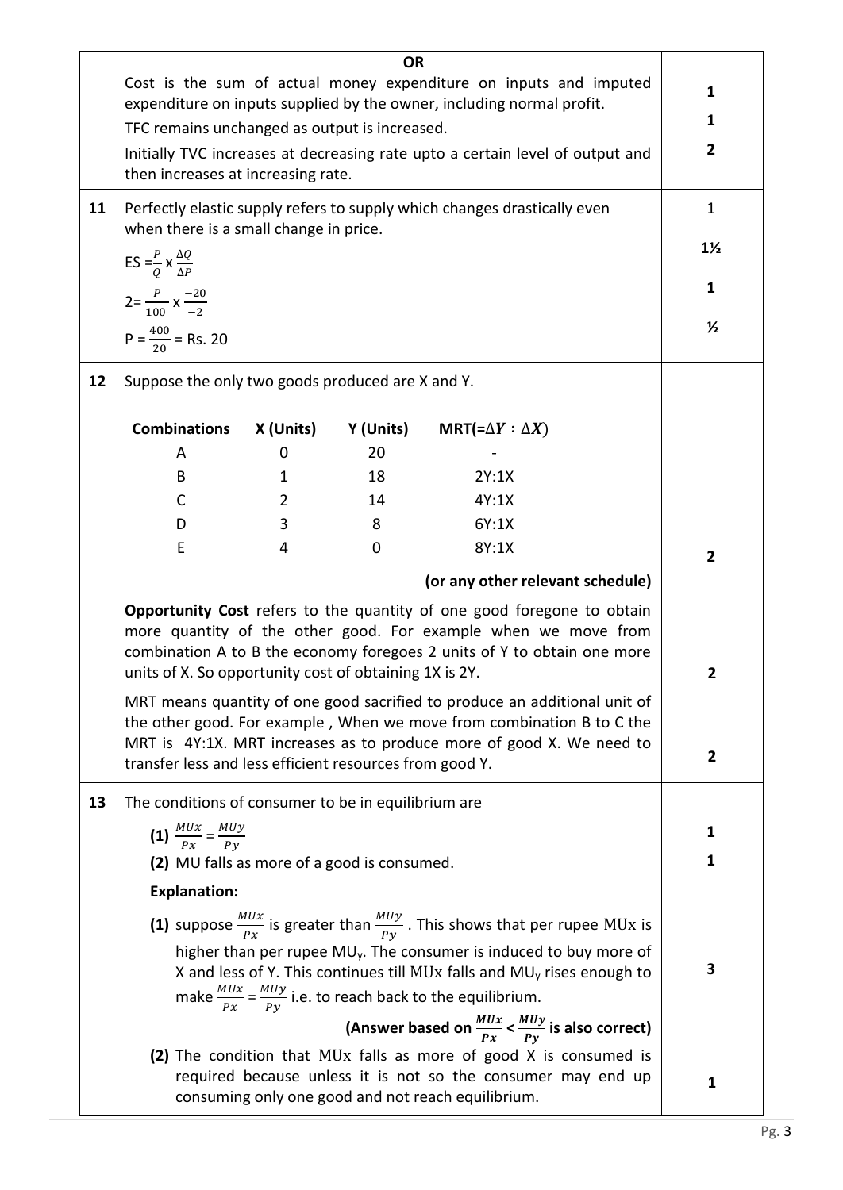| | | |
|---|---|---|
| | **OR**<br>Cost is the sum of actual money expenditure on inputs and imputed expenditure on inputs supplied by the owner, including normal profit.<br>TFC remains unchanged as output is increased.<br>Initially TVC increases at decreasing rate upto a certain level of output and then increases at increasing rate. | 1<br>1<br>2 |
| **11** | Perfectly elastic supply refers to supply which changes drastically even when there is a small change in price.<br>$ES = \frac{P}{Q} \times \frac{\Delta Q}{\Delta P}$<br>$2 = \frac{P}{100} \times \frac{-20}{-2}$<br>$P = \frac{400}{20}$ = Rs. 20 | 1<br>1½<br>1<br>½ |
| **12** | Suppose the only two goods produced are X and Y. | |

| Combinations | X (Units) | Y (Units) | MRT(=$\Delta Y : \Delta X$) |
|---|---|---|---|
| A | 0 | 20 | - |
| B | 1 | 18 | 2Y:1X |
| C | 2 | 14 | 4Y:1X |
| D | 3 | 8 | 6Y:1X |
| E | 4 | 0 | 8Y:1X |

**(or any other relevant schedule)** — 2

**Opportunity Cost** refers to the quantity of one good foregone to obtain more quantity of the other good. For example when we move from combination A to B the economy foregoes 2 units of Y to obtain one more units of X. So opportunity cost of obtaining 1X is 2Y. — 2

MRT means quantity of one good sacrified to produce an additional unit of the other good. For example , When we move from combination B to C the MRT is 4Y:1X. MRT increases as to produce more of good X. We need to transfer less and less efficient resources from good Y. — 2

**13** The conditions of consumer to be in equilibrium are

**(1)** $\frac{MUx}{Px} = \frac{MUy}{Py}$ — 1

**(2)** MU falls as more of a good is consumed. — 1

**Explanation:**

**(1)** suppose $\frac{MUx}{Px}$ is greater than $\frac{MUy}{Py}$ . This shows that per rupee MUx is higher than per rupee $MU_y$. The consumer is induced to buy more of X and less of Y. This continues till MUx falls and $MU_y$ rises enough to make $\frac{MUx}{Px} = \frac{MUy}{Py}$ i.e. to reach back to the equilibrium. — 3

**(Answer based on $\frac{MUx}{Px} < \frac{MUy}{Py}$ is also correct)**

**(2)** The condition that MUx falls as more of good X is consumed is required because unless it is not so the consumer may end up consuming only one good and not reach equilibrium. — 1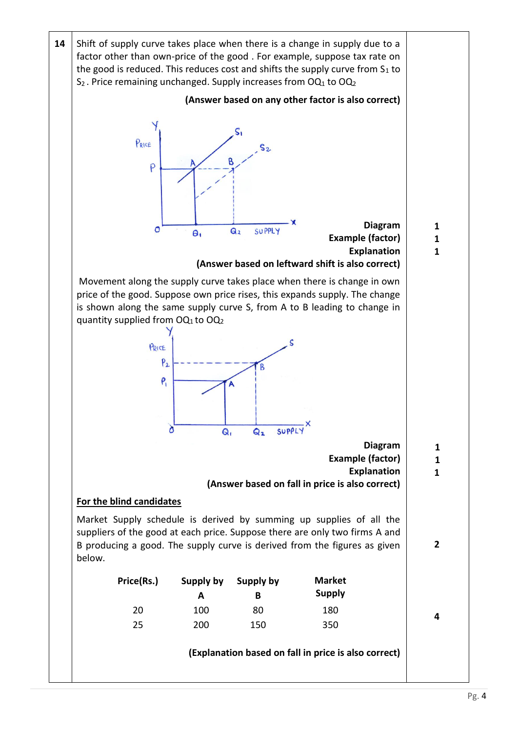| 14 | Shift of supply curve takes place when there is a change in supply due to a factor other than own-price of the good . For example, suppose tax rate on the good is reduced. This reduces cost and shifts the supply curve from $S_1$ to $S_2$ . Price remaining unchanged. Supply increases from $OQ_1$ to $OQ_2$ | |
|---|---|---|

**(Answer based on any other factor is also correct)**

| | Marks |
|---|---|
| **Diagram** | 1 |
| **Example (factor)** | 1 |
| **Explanation** | 1 |

**(Answer based on leftward shift is also correct)**

Movement along the supply curve takes place when there is change in own price of the good. Suppose own price rises, this expands supply. The change is shown along the same supply curve S, from A to B leading to change in quantity supplied from $OQ_1$ to $OQ_2$

| | Marks |
|---|---|
| **Diagram** | 1 |
| **Example (factor)** | 1 |
| **Explanation** | 1 |

**(Answer based on fall in price is also correct)**

**<u>For the blind candidates</u>**

Market Supply schedule is derived by summing up supplies of all the suppliers of the good at each price. Suppose there are only two firms A and B producing a good. The supply curve is derived from the figures as given below. (2)

| Price(Rs.) | Supply by A | Supply by B | Market Supply |
|---|---|---|---|
| 20 | 100 | 80 | 180 |
| 25 | 200 | 150 | 350 |

(4)

**(Explanation based on fall in price is also correct)**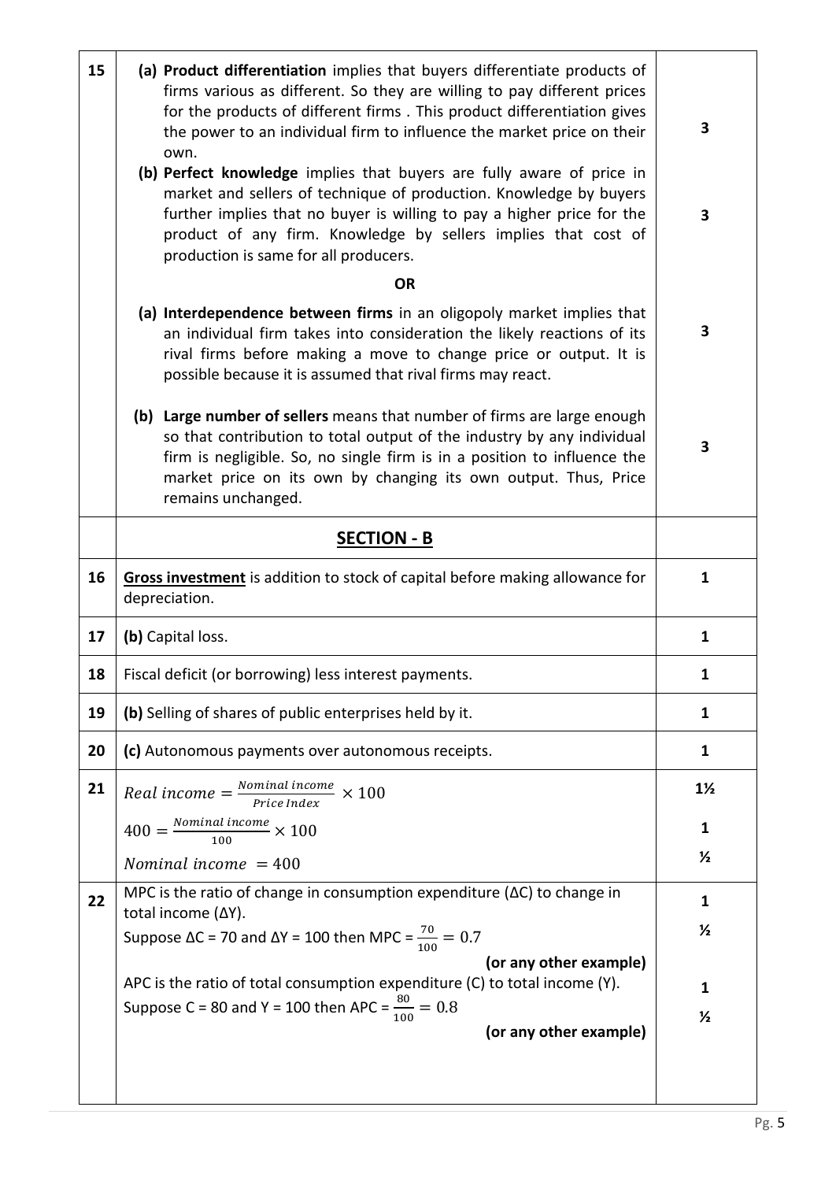| | | |
|---|---|---|
| 15 | **(a) Product differentiation** implies that buyers differentiate products of firms various as different. So they are willing to pay different prices for the products of different firms . This product differentiation gives the power to an individual firm to influence the market price on their own. | 3 |
| | **(b) Perfect knowledge** implies that buyers are fully aware of price in market and sellers of technique of production. Knowledge by buyers further implies that no buyer is willing to pay a higher price for the product of any firm. Knowledge by sellers implies that cost of production is same for all producers. | 3 |
| | **OR** | |
| | **(a) Interdependence between firms** in an oligopoly market implies that an individual firm takes into consideration the likely reactions of its rival firms before making a move to change price or output. It is possible because it is assumed that rival firms may react. | 3 |
| | **(b) Large number of sellers** means that number of firms are large enough so that contribution to total output of the industry by any individual firm is negligible. So, no single firm is in a position to influence the market price on its own by changing its own output. Thus, Price remains unchanged. | 3 |
| | **<u>SECTION - B</u>** | |
| 16 | **<u>Gross investment</u>** is addition to stock of capital before making allowance for depreciation. | 1 |
| 17 | **(b)** Capital loss. | 1 |
| 18 | Fiscal deficit (or borrowing) less interest payments. | 1 |
| 19 | **(b)** Selling of shares of public enterprises held by it. | 1 |
| 20 | **(c)** Autonomous payments over autonomous receipts. | 1 |
| 21 | $Real\ income = \frac{Nominal\ income}{Price\ Index} \times 100$ | 1½ |
| | $400 = \frac{Nominal\ income}{100} \times 100$ | 1 |
| | $Nominal\ income\ = 400$ | ½ |
| 22 | MPC is the ratio of change in consumption expenditure ($\Delta C$) to change in total income ($\Delta Y$). | 1 |
| | Suppose $\Delta C$ = 70 and $\Delta Y$ = 100 then MPC = $\frac{70}{100} = 0.7$ **(or any other example)** | ½ |
| | APC is the ratio of total consumption expenditure (C) to total income (Y). | 1 |
| | Suppose C = 80 and Y = 100 then APC = $\frac{80}{100} = 0.8$ **(or any other example)** | ½ |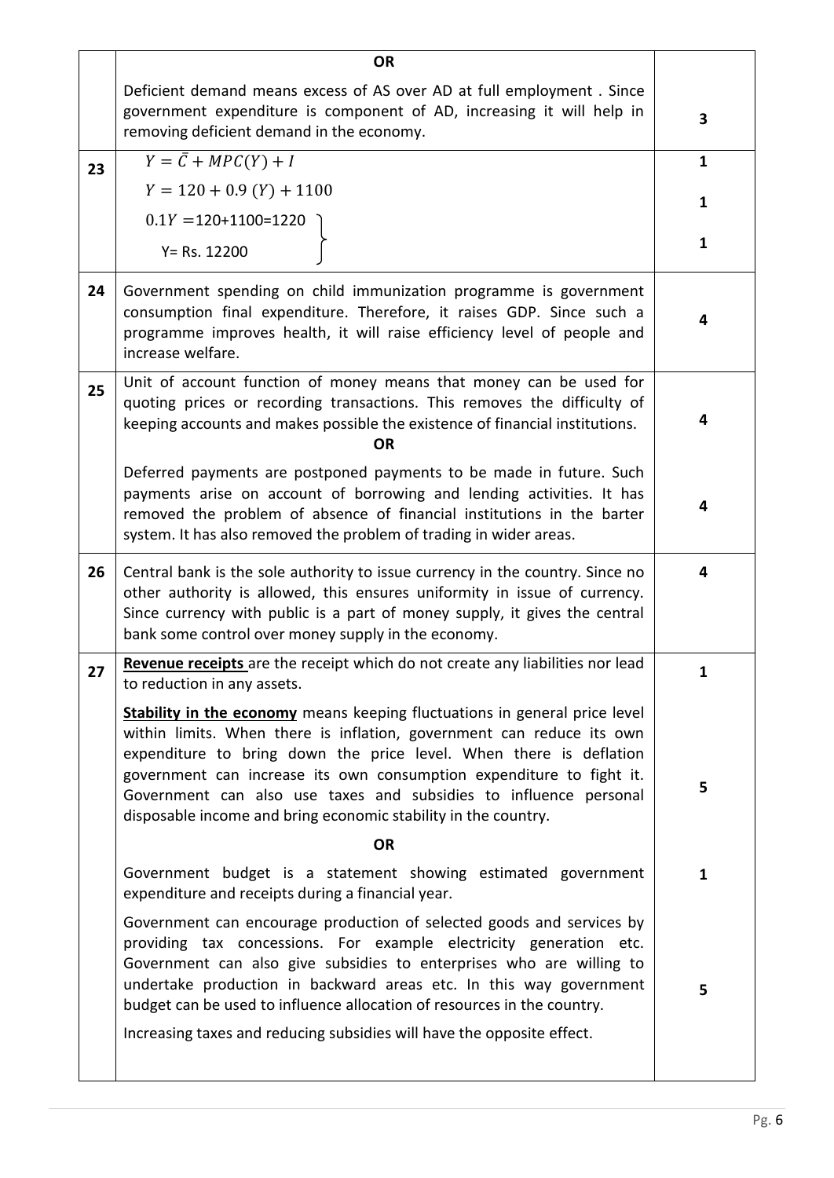| | | |
|---|---|---|
| | **OR**<br>Deficient demand means excess of AS over AD at full employment . Since government expenditure is component of AD, increasing it will help in removing deficient demand in the economy. | 3 |
| 23 | $Y = \bar{C} + MPC(Y) + I$<br>$Y = 120 + 0.9\ (Y) + 1100$<br>$0.1Y$ =120+1100=1220<br>Y= Rs. 12200 | 1<br>1<br>1 |
| 24 | Government spending on child immunization programme is government consumption final expenditure. Therefore, it raises GDP. Since such a programme improves health, it will raise efficiency level of people and increase welfare. | 4 |
| 25 | Unit of account function of money means that money can be used for quoting prices or recording transactions. This removes the difficulty of keeping accounts and makes possible the existence of financial institutions.<br>**OR**<br>Deferred payments are postponed payments to be made in future. Such payments arise on account of borrowing and lending activities. It has removed the problem of absence of financial institutions in the barter system. It has also removed the problem of trading in wider areas. | 4<br><br>4 |
| 26 | Central bank is the sole authority to issue currency in the country. Since no other authority is allowed, this ensures uniformity in issue of currency. Since currency with public is a part of money supply, it gives the central bank some control over money supply in the economy. | 4 |
| 27 | **Revenue receipts** are the receipt which do not create any liabilities nor lead to reduction in any assets.<br>**Stability in the economy** means keeping fluctuations in general price level within limits. When there is inflation, government can reduce its own expenditure to bring down the price level. When there is deflation government can increase its own consumption expenditure to fight it. Government can also use taxes and subsidies to influence personal disposable income and bring economic stability in the country.<br>**OR**<br>Government budget is a statement showing estimated government expenditure and receipts during a financial year.<br>Government can encourage production of selected goods and services by providing tax concessions. For example electricity generation etc. Government can also give subsidies to enterprises who are willing to undertake production in backward areas etc. In this way government budget can be used to influence allocation of resources in the country.<br>Increasing taxes and reducing subsidies will have the opposite effect. | 1<br><br>5<br><br>1<br><br>5 |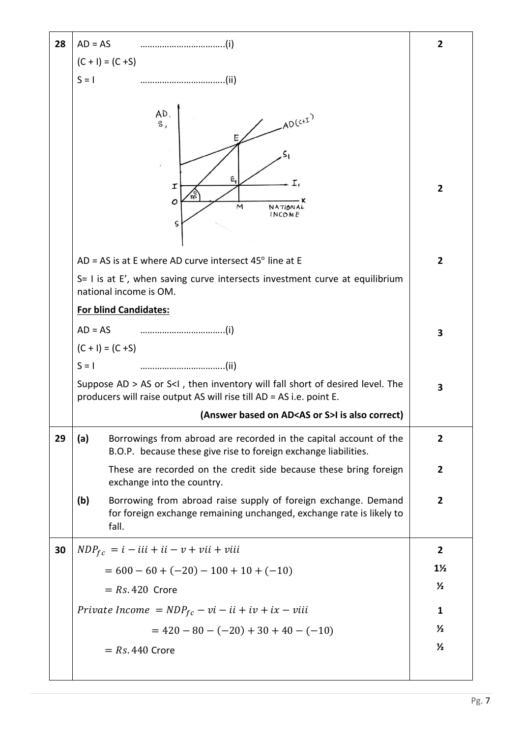| | | |
|---|---|---|
| 28 | AD = AS ……………………………(i)<br>(C + I) = (C +S)<br>S = I ……………………………(ii) | 2 |
| | AD, S, AD(C+I) E S₁ I E₁ I₁ O 45° M X NATIONAL INCOME S | 2 |
| | AD = AS is at E where AD curve intersect 45° line at E<br>S= I is at E', when saving curve intersects investment curve at equilibrium national income is OM. | 2 |
| | **For blind Candidates:**<br>AD = AS ……………………………(i)<br>(C + I) = (C +S)<br>S = I ……………………………(ii) | 3 |
| | Suppose AD > AS or S<I , then inventory will fall short of desired level. The producers will raise output AS will rise till AD = AS i.e. point E.<br>**(Answer based on AD<AS or S>I is also correct)** | 3 |
| 29 | **(a)** Borrowings from abroad are recorded in the capital account of the B.O.P. because these give rise to foreign exchange liabilities. | 2 |
| | These are recorded on the credit side because these bring foreign exchange into the country. | 2 |
| | **(b)** Borrowing from abroad raise supply of foreign exchange. Demand for foreign exchange remaining unchanged, exchange rate is likely to fall. | 2 |
| 30 | $NDP_{fc} = i - iii + ii - v + vii + viii$ | 2 |
| | $= 600 - 60 + (-20) - 100 + 10 + (-10)$ | 1½ |
| | $= Rs. 420$ Crore | ½ |
| | $Private\ Income = NDP_{fc} - vi - ii + iv + ix - viii$ | 1 |
| | $= 420 - 80 - (-20) + 30 + 40 - (-10)$ | ½ |
| | $= Rs. 440$ Crore | ½ |